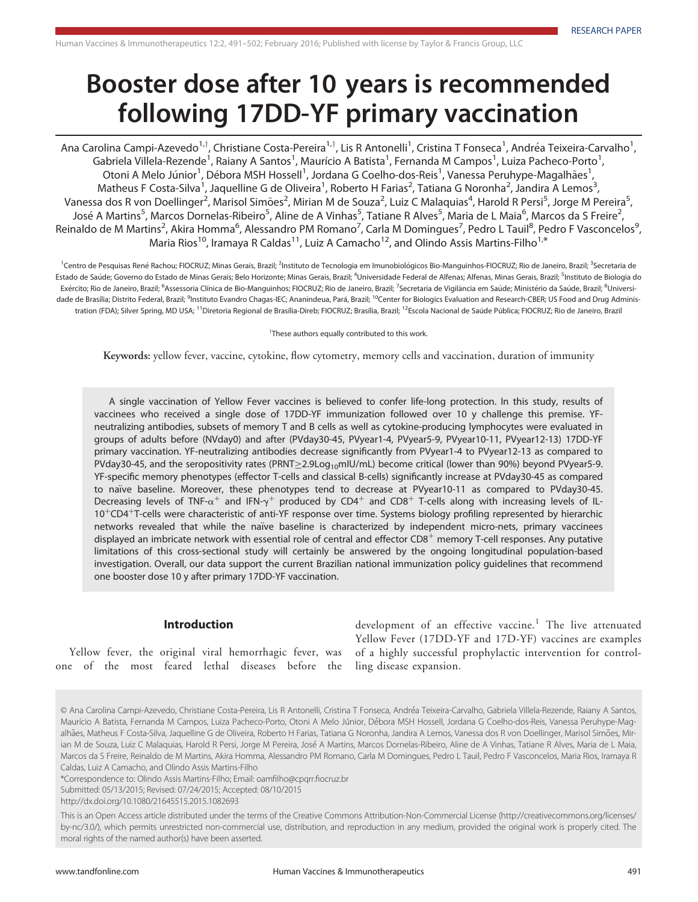RESEARCH PAPER

# Booster dose after 10 years is recommended following 17DD-YF primary vaccination

Ana Carolina Campi-Azevedo[1,†], Christiane Costa-Pereira[1,†], Lis R Antonelli[1], Cristina T Fonseca[1], Andréa Teixeira-Carvalho[1], Gabriela Villela-Rezende[1], Raiany A Santos[1], Maurício A Batista[1], Fernanda M Campos[1], Luiza Pacheco-Porto[1], Otoni A Melo Júnior[1], Débora MSH Hossell[1], Jordana G Coelho-dos-Reis[1], Vanessa Peruhype-Magalhães[1], Matheus F Costa-Silva[1], Jaquelline G de Oliveira[1], Roberto H Farias[2], Tatiana G Noronha[2], Jandira A Lemos[3], Vanessa dos R von Doellinger[2], Marisol Simões[2], Mirian M de Souza[2], Luiz C Malaquias[4], Harold R Persi[5], Jorge M Pereira[5], José A Martins[5], Marcos Dornelas-Ribeiro[5], Aline de A Vinhas[5], Tatiane R Alves[5], Maria de L Maia[6], Marcos da S Freire[2], Reinaldo de M Martins[2], Akira Homma[6], Alessandro PM Romano[7], Carla M Domingues[7], Pedro L Tauil[8], Pedro F Vasconcelos[9], Maria Rios[10], Iramaya R Caldas[11], Luiz A Camacho[12], and Olindo Assis Martins-Filho[1,*]

[1]Centro de Pesquisas René Rachou; FIOCRUZ; Minas Gerais, Brazil; [2]Instituto de Tecnologia em Imunobiológicos Bio-Manguinhos-FIOCRUZ; Rio de Janeiro, Brazil; [3]Secretaria de Estado de Saúde; Governo do Estado de Minas Gerais; Belo Horizonte; Minas Gerais, Brazil; [4]Universidade Federal de Alfenas; Alfenas, Minas Gerais, Brazil; [5]Instituto de Biologia do Exército; Rio de Janeiro, Brazil; [6]Assessoria Clínica de Bio-Manguinhos; FIOCRUZ; Rio de Janeiro, Brazil; [7]Secretaria de Vigilância em Saúde; Ministério da Saúde, Brazil; [8]Universidade de Brasília; Distrito Federal, Brazil; [9]Instituto Evandro Chagas-IEC; Ananindeua, Pará, Brazil; [10]Center for Biologics Evaluation and Research-CBER; US Food and Drug Administration (FDA); Silver Spring, MD USA; [11]Diretoria Regional de Brasília-Direb; FIOCRUZ; Brasília, Brazil; [12]Escola Nacional de Saúde Pública; FIOCRUZ; Rio de Janeiro, Brazil

[†]These authors equally contributed to this work.

**Keywords:** yellow fever, vaccine, cytokine, flow cytometry, memory cells and vaccination, duration of immunity

A single vaccination of Yellow Fever vaccines is believed to confer life-long protection. In this study, results of vaccinees who received a single dose of 17DD-YF immunization followed over 10 y challenge this premise. YF-neutralizing antibodies, subsets of memory T and B cells as well as cytokine-producing lymphocytes were evaluated in groups of adults before (NVday0) and after (PVday30-45, PVyear1-4, PVyear5-9, PVyear10-11, PVyear12-13) 17DD-YF primary vaccination. YF-neutralizing antibodies decrease significantly from PVyear1-4 to PVyear12-13 as compared to PVday30-45, and the seropositivity rates (PRNT≥2.9$Log_{10}$mIU/mL) become critical (lower than 90%) beyond PVyear5-9. YF-specific memory phenotypes (effector T-cells and classical B-cells) significantly increase at PVday30-45 as compared to naïve baseline. Moreover, these phenotypes tend to decrease at PVyear10-11 as compared to PVday30-45. Decreasing levels of TNF-$\alpha^+$ and IFN-$\gamma^+$ produced by $CD4^+$ and $CD8^+$ T-cells along with increasing levels of IL-$10^+CD4^+$T-cells were characteristic of anti-YF response over time. Systems biology profiling represented by hierarchic networks revealed that while the naïve baseline is characterized by independent micro-nets, primary vaccinees displayed an imbricate network with essential role of central and effector $CD8^+$ memory T-cell responses. Any putative limitations of this cross-sectional study will certainly be answered by the ongoing longitudinal population-based investigation. Overall, our data support the current Brazilian national immunization policy guidelines that recommend one booster dose 10 y after primary 17DD-YF vaccination.

## Introduction

Yellow fever, the original viral hemorrhagic fever, was one of the most feared lethal diseases before the development of an effective vaccine.[1] The live attenuated Yellow Fever (17DD-YF and 17D-YF) vaccines are examples of a highly successful prophylactic intervention for controlling disease expansion.

© Ana Carolina Campi-Azevedo, Christiane Costa-Pereira, Lis R Antonelli, Cristina T Fonseca, Andréa Teixeira-Carvalho, Gabriela Villela-Rezende, Raiany A Santos, Maurício A Batista, Fernanda M Campos, Luiza Pacheco-Porto, Otoni A Melo Júnior, Débora MSH Hossell, Jordana G Coelho-dos-Reis, Vanessa Peruhype-Magalhães, Matheus F Costa-Silva, Jaquelline G de Oliveira, Roberto H Farias, Tatiana G Noronha, Jandira A Lemos, Vanessa dos R von Doellinger, Marisol Simões, Mirian M de Souza, Luiz C Malaquias, Harold R Persi, Jorge M Pereira, José A Martins, Marcos Dornelas-Ribeiro, Aline de A Vinhas, Tatiane R Alves, Maria de L Maia, Marcos da S Freire, Reinaldo de M Martins, Akira Homma, Alessandro PM Romano, Carla M Domingues, Pedro L Tauil, Pedro F Vasconcelos, Maria Rios, Iramaya R Caldas, Luiz A Camacho, and Olindo Assis Martins-Filho

*Correspondence to: Olindo Assis Martins-Filho; Email: oamfilho@cpqrr.fiocruz.br

Submitted: 05/13/2015; Revised: 07/24/2015; Accepted: 08/10/2015

http://dx.doi.org/10.1080/21645515.2015.1082693

This is an Open Access article distributed under the terms of the Creative Commons Attribution-Non-Commercial License (http://creativecommons.org/licenses/by-nc/3.0/), which permits unrestricted non-commercial use, distribution, and reproduction in any medium, provided the original work is properly cited. The moral rights of the named author(s) have been asserted.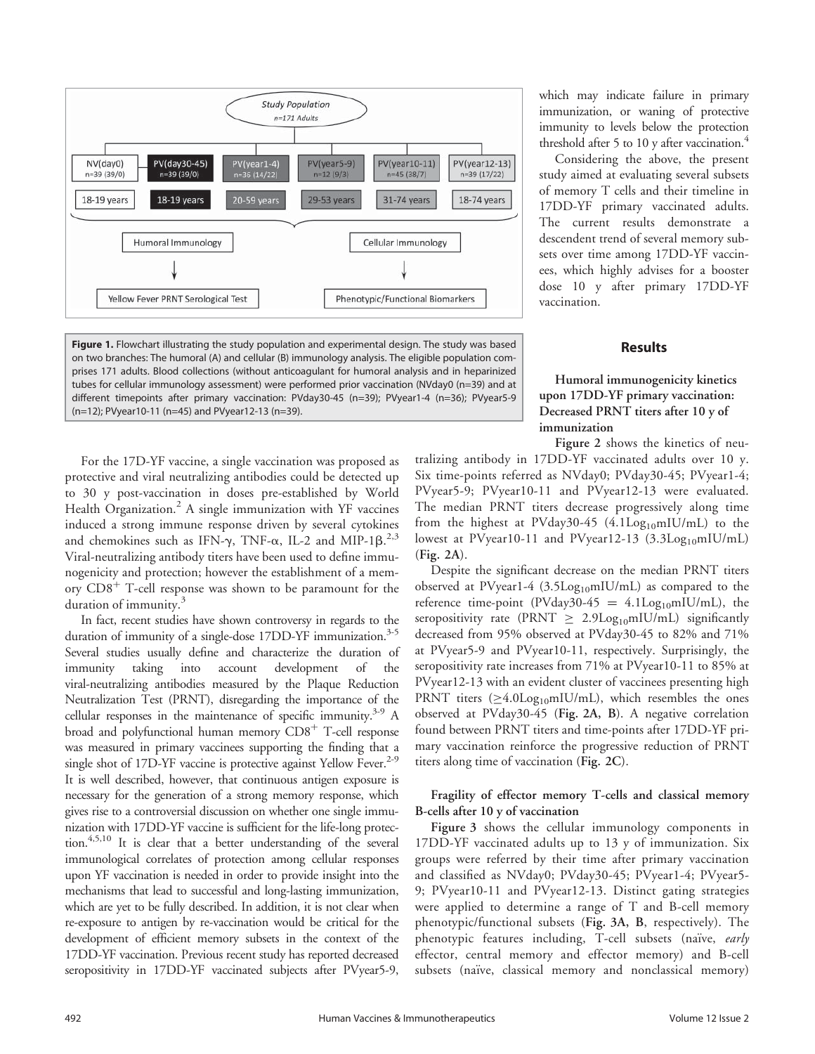Study Population
n=171 Adults

| NV(day0) n=39 (39/0) | PV(day30-45) n=39 (39/0) | PV(year1-4) n=36 (14/22) | PV(year5-9) n=12 (9/3) | PV(year10-11) n=45 (38/7) | PV(year12-13) n=39 (17/22) |
|---|---|---|---|---|---|
| 18-19 years | 18-19 years | 20-59 years | 29-53 years | 31-74 years | 18-74 years |

Humoral Immunology → Yellow Fever PRNT Serological Test

Cellular Immunology → Phenotypic/Functional Biomarkers

**Figure 1.** Flowchart illustrating the study population and experimental design. The study was based on two branches: The humoral (A) and cellular (B) immunology analysis. The eligible population comprises 171 adults. Blood collections (without anticoagulant for humoral analysis and in heparinized tubes for cellular immunology assessment) were performed prior vaccination (NVday0 (n=39) and at different timepoints after primary vaccination: PVday30-45 (n=39); PVyear1-4 (n=36); PVyear5-9 (n=12); PVyear10-11 (n=45) and PVyear12-13 (n=39).

For the 17D-YF vaccine, a single vaccination was proposed as protective and viral neutralizing antibodies could be detected up to 30 y post-vaccination in doses pre-established by World Health Organization.[2] A single immunization with YF vaccines induced a strong immune response driven by several cytokines and chemokines such as IFN-$\gamma$, TNF-$\alpha$, IL-2 and MIP-1$\beta$.[2,3] Viral-neutralizing antibody titers have been used to define immunogenicity and protection; however the establishment of a memory $CD8^+$ T-cell response was shown to be paramount for the duration of immunity.[3]

In fact, recent studies have shown controversy in regards to the duration of immunity of a single-dose 17DD-YF immunization.[3-5] Several studies usually define and characterize the duration of immunity taking into account development of the viral-neutralizing antibodies measured by the Plaque Reduction Neutralization Test (PRNT), disregarding the importance of the cellular responses in the maintenance of specific immunity.[3-9] A broad and polyfunctional human memory $CD8^+$ T-cell response was measured in primary vaccinees supporting the finding that a single shot of 17D-YF vaccine is protective against Yellow Fever.[2-9] It is well described, however, that continuous antigen exposure is necessary for the generation of a strong memory response, which gives rise to a controversial discussion on whether one single immunization with 17DD-YF vaccine is sufficient for the life-long protection.[4,5,10] It is clear that a better understanding of the several immunological correlates of protection among cellular responses upon YF vaccination is needed in order to provide insight into the mechanisms that lead to successful and long-lasting immunization, which are yet to be fully described. In addition, it is not clear when re-exposure to antigen by re-vaccination would be critical for the development of efficient memory subsets in the context of the 17DD-YF vaccination. Previous recent study has reported decreased seropositivity in 17DD-YF vaccinated subjects after PVyear5-9, which may indicate failure in primary immunization, or waning of protective immunity to levels below the protection threshold after 5 to 10 y after vaccination.[4]

Considering the above, the present study aimed at evaluating several subsets of memory T cells and their timeline in 17DD-YF primary vaccinated adults. The current results demonstrate a descendent trend of several memory subsets over time among 17DD-YF vaccinees, which highly advises for a booster dose 10 y after primary 17DD-YF vaccination.

## Results

### Humoral immunogenicity kinetics upon 17DD-YF primary vaccination: Decreased PRNT titers after 10 y of immunization

**Figure 2** shows the kinetics of neutralizing antibody in 17DD-YF vaccinated adults over 10 y. Six time-points referred as NVday0; PVday30-45; PVyear1-4; PVyear5-9; PVyear10-11 and PVyear12-13 were evaluated. The median PRNT titers decrease progressively along time from the highest at PVday30-45 ($4.1Log_{10}$mIU/mL) to the lowest at PVyear10-11 and PVyear12-13 ($3.3Log_{10}$mIU/mL) (**Fig. 2A**).

Despite the significant decrease on the median PRNT titers observed at PVyear1-4 ($3.5Log_{10}$mIU/mL) as compared to the reference time-point (PVday30-45 = $4.1Log_{10}$mIU/mL), the seropositivity rate (PRNT $\geq$ $2.9Log_{10}$mIU/mL) significantly decreased from 95% observed at PVday30-45 to 82% and 71% at PVyear5-9 and PVyear10-11, respectively. Surprisingly, the seropositivity rate increases from 71% at PVyear10-11 to 85% at PVyear12-13 with an evident cluster of vaccinees presenting high PRNT titers ($\geq$$4.0Log_{10}$mIU/mL), which resembles the ones observed at PVday30-45 (**Fig. 2A, B**). A negative correlation found between PRNT titers and time-points after 17DD-YF primary vaccination reinforce the progressive reduction of PRNT titers along time of vaccination (**Fig. 2C**).

### Fragility of effector memory T-cells and classical memory B-cells after 10 y of vaccination

**Figure 3** shows the cellular immunology components in 17DD-YF vaccinated adults up to 13 y of immunization. Six groups were referred by their time after primary vaccination and classified as NVday0; PVday30-45; PVyear1-4; PVyear5-9; PVyear10-11 and PVyear12-13. Distinct gating strategies were applied to determine a range of T and B-cell memory phenotypic/functional subsets (**Fig. 3A, B**, respectively). The phenotypic features including, T-cell subsets (naïve, *early* effector, central memory and effector memory) and B-cell subsets (naïve, classical memory and nonclassical memory)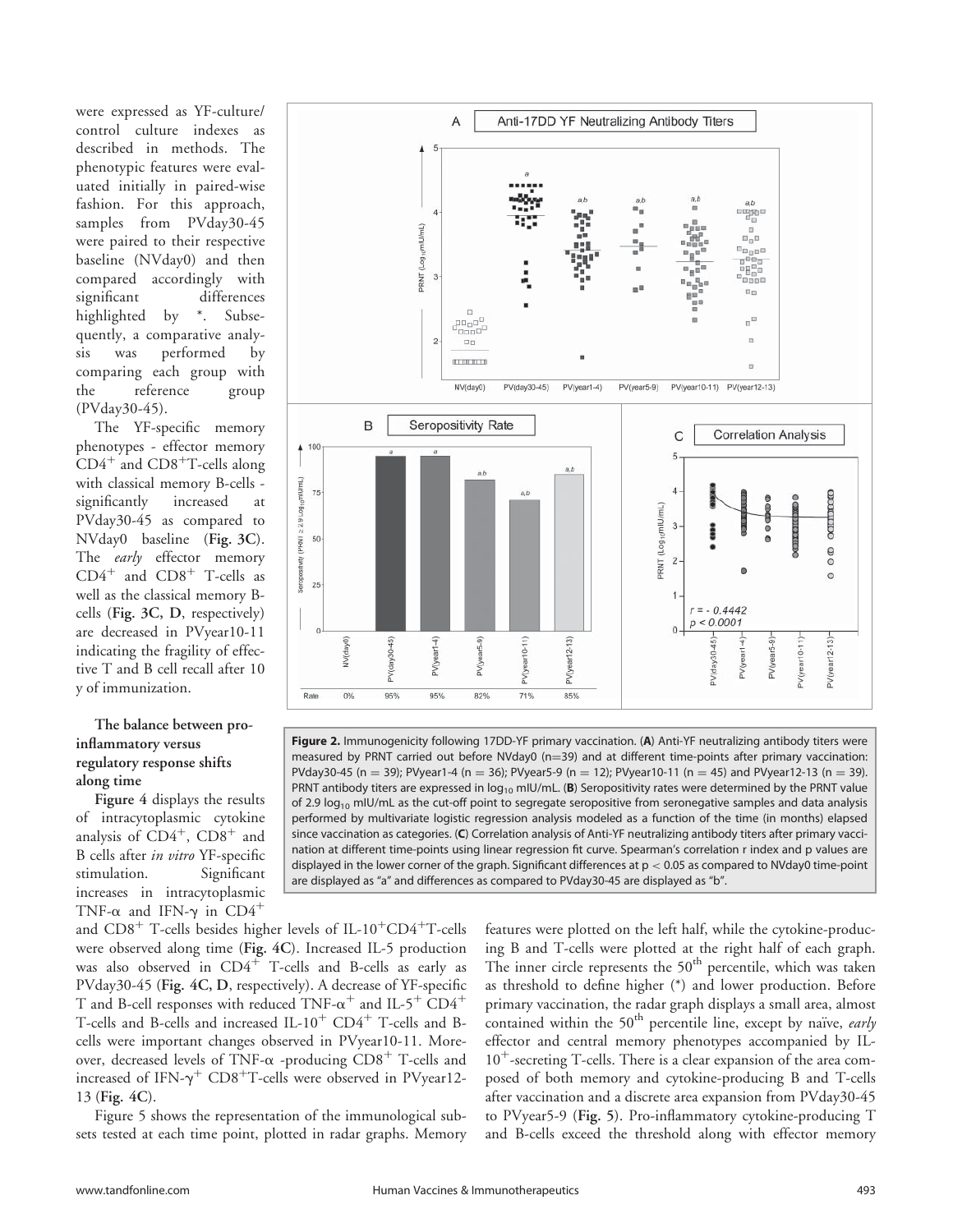were expressed as YF-culture/control culture indexes as described in methods. The phenotypic features were evaluated initially in paired-wise fashion. For this approach, samples from PVday30-45 were paired to their respective baseline (NVday0) and then compared accordingly with significant differences highlighted by *. Subsequently, a comparative analysis was performed by comparing each group with the reference group (PVday30-45).

The YF-specific memory phenotypes - effector memory $CD4^+$ and $CD8^+$T-cells along with classical memory B-cells - significantly increased at PVday30-45 as compared to NVday0 baseline (**Fig. 3C**). The *early* effector memory $CD4^+$ and $CD8^+$ T-cells as well as the classical memory B-cells (**Fig. 3C, D**, respectively) are decreased in PVyear10-11 indicating the fragility of effective T and B cell recall after 10 y of immunization.

### The balance between pro-inflammatory versus regulatory response shifts along time

**Figure 4** displays the results of intracytoplasmic cytokine analysis of $CD4^+$, $CD8^+$ and B cells after *in vitro* YF-specific stimulation. Significant increases in intracytoplasmic TNF-α and IFN-γ in $CD4^+$ and $CD8^+$ T-cells besides higher levels of IL-$10^+CD4^+$T-cells were observed along time (**Fig. 4C**). Increased IL-5 production was also observed in $CD4^+$ T-cells and B-cells as early as PVday30-45 (**Fig. 4C, D**, respectively). A decrease of YF-specific T and B-cell responses with reduced TNF-$\alpha^+$ and IL-$5^+$ $CD4^+$ T-cells and B-cells and increased IL-$10^+$ $CD4^+$ T-cells and B-cells were important changes observed in PVyear10-11. Moreover, decreased levels of TNF-α -producing $CD8^+$ T-cells and increased of IFN-$\gamma^+$ $CD8^+$T-cells were observed in PVyear12-13 (**Fig. 4C**).

Figure 5 shows the representation of the immunological subsets tested at each time point, plotted in radar graphs. Memory features were plotted on the left half, while the cytokine-producing B and T-cells were plotted at the right half of each graph. The inner circle represents the $50^{th}$ percentile, which was taken as threshold to define higher (*) and lower production. Before primary vaccination, the radar graph displays a small area, almost contained within the $50^{th}$ percentile line, except by naïve, *early* effector and central memory phenotypes accompanied by IL-$10^+$-secreting T-cells. There is a clear expansion of the area composed of both memory and cytokine-producing B and T-cells after vaccination and a discrete area expansion from PVday30-45 to PVyear5-9 (**Fig. 5**). Pro-inflammatory cytokine-producing T and B-cells exceed the threshold along with effector memory

**Figure 2.** Immunogenicity following 17DD-YF primary vaccination. (**A**) Anti-YF neutralizing antibody titers were measured by PRNT carried out before NVday0 (n=39) and at different time-points after primary vaccination: PVday30-45 (n = 39); PVyear1-4 (n = 36); PVyear5-9 (n = 12); PVyear10-11 (n = 45) and PVyear12-13 (n = 39). PRNT antibody titers are expressed in $\log_{10}$ mIU/mL. (**B**) Seropositivity rates were determined by the PRNT value of 2.9 $\log_{10}$ mIU/mL as the cut-off point to segregate seropositive from seronegative samples and data analysis performed by multivariate logistic regression analysis modeled as a function of the time (in months) elapsed since vaccination as categories. (**C**) Correlation analysis of Anti-YF neutralizing antibody titers after primary vaccination at different time-points using linear regression fit curve. Spearman's correlation r index and p values are displayed in the lower corner of the graph. Significant differences at $p < 0.05$ as compared to NVday0 time-point are displayed as "a" and differences as compared to PVday30-45 are displayed as "b".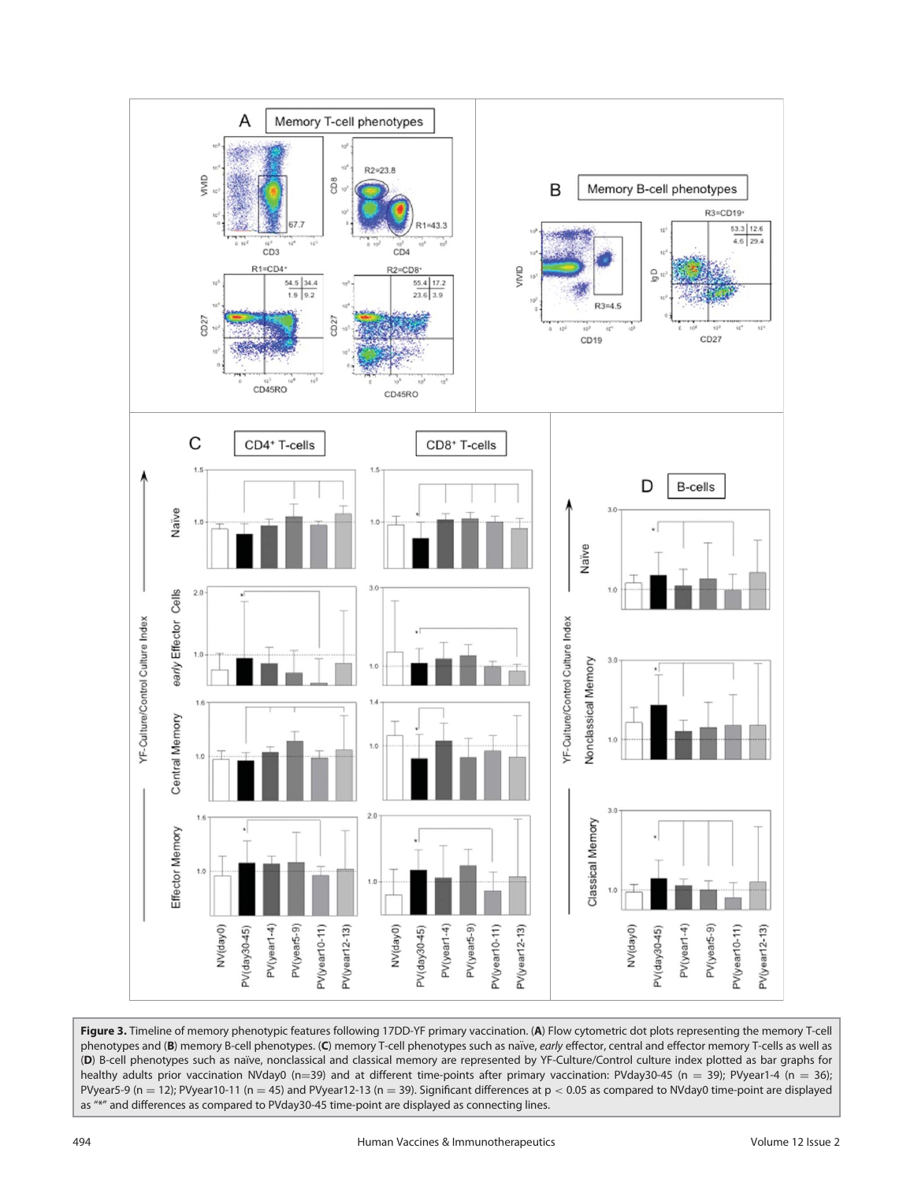**Figure 3.** Timeline of memory phenotypic features following 17DD-YF primary vaccination. (**A**) Flow cytometric dot plots representing the memory T-cell phenotypes and (**B**) memory B-cell phenotypes. (**C**) memory T-cell phenotypes such as naïve, *early* effector, central and effector memory T-cells as well as (**D**) B-cell phenotypes such as naïve, nonclassical and classical memory are represented by YF-Culture/Control culture index plotted as bar graphs for healthy adults prior vaccination NVday0 (n=39) and at different time-points after primary vaccination: PVday30-45 (n = 39); PVyear1-4 (n = 36); PVyear5-9 (n = 12); PVyear10-11 (n = 45) and PVyear12-13 (n = 39). Significant differences at $p < 0.05$ as compared to NVday0 time-point are displayed as "*" and differences as compared to PVday30-45 time-point are displayed as connecting lines.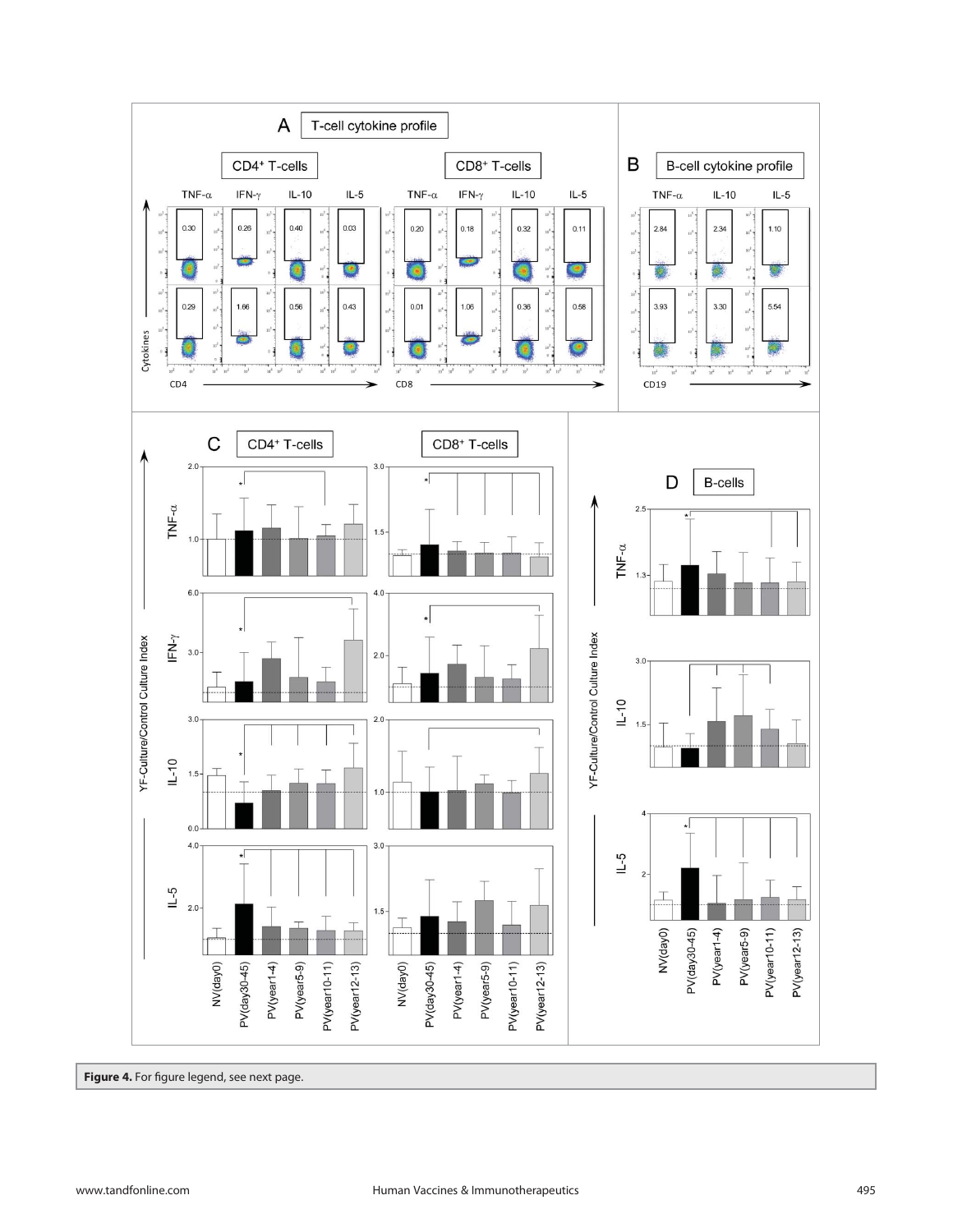**Figure 4.** For figure legend, see next page.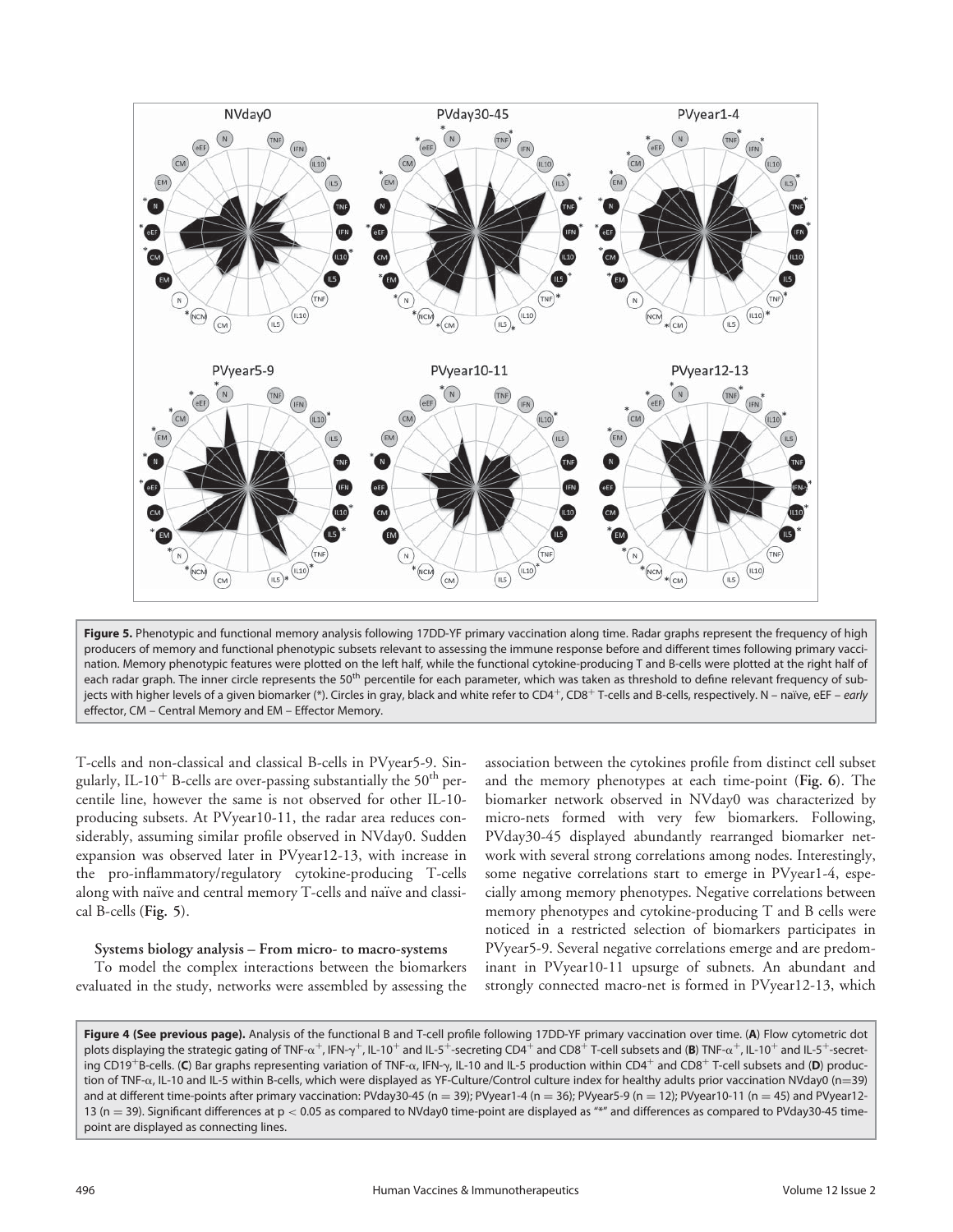**Figure 5.** Phenotypic and functional memory analysis following 17DD-YF primary vaccination along time. Radar graphs represent the frequency of high producers of memory and functional phenotypic subsets relevant to assessing the immune response before and different times following primary vaccination. Memory phenotypic features were plotted on the left half, while the functional cytokine-producing T and B-cells were plotted at the right half of each radar graph. The inner circle represents the 50th percentile for each parameter, which was taken as threshold to define relevant frequency of subjects with higher levels of a given biomarker (*). Circles in gray, black and white refer to $CD4^+$, $CD8^+$ T-cells and B-cells, respectively. N – naïve, eEF – *early* effector, CM – Central Memory and EM – Effector Memory.

T-cells and non-classical and classical B-cells in PVyear5-9. Singularly, IL-$10^+$ B-cells are over-passing substantially the 50th percentile line, however the same is not observed for other IL-10-producing subsets. At PVyear10-11, the radar area reduces considerably, assuming similar profile observed in NVday0. Sudden expansion was observed later in PVyear12-13, with increase in the pro-inflammatory/regulatory cytokine-producing T-cells along with naïve and central memory T-cells and naïve and classical B-cells (**Fig. 5**).

**Systems biology analysis – From micro- to macro-systems**

To model the complex interactions between the biomarkers evaluated in the study, networks were assembled by assessing the association between the cytokines profile from distinct cell subset and the memory phenotypes at each time-point (**Fig. 6**). The biomarker network observed in NVday0 was characterized by micro-nets formed with very few biomarkers. Following, PVday30-45 displayed abundantly rearranged biomarker network with several strong correlations among nodes. Interestingly, some negative correlations start to emerge in PVyear1-4, especially among memory phenotypes. Negative correlations between memory phenotypes and cytokine-producing T and B cells were noticed in a restricted selection of biomarkers participates in PVyear5-9. Several negative correlations emerge and are predominant in PVyear10-11 upsurge of subnets. An abundant and strongly connected macro-net is formed in PVyear12-13, which

**Figure 4 (See previous page).** Analysis of the functional B and T-cell profile following 17DD-YF primary vaccination over time. (**A**) Flow cytometric dot plots displaying the strategic gating of TNF-$\alpha^+$, IFN-$\gamma^+$, IL-$10^+$ and IL-$5^+$-secreting $CD4^+$ and $CD8^+$ T-cell subsets and (**B**) TNF-$\alpha^+$, IL-$10^+$ and IL-$5^+$-secreting $CD19^+$B-cells. (**C**) Bar graphs representing variation of TNF-$\alpha$, IFN-$\gamma$, IL-10 and IL-5 production within $CD4^+$ and $CD8^+$ T-cell subsets and (**D**) production of TNF-$\alpha$, IL-10 and IL-5 within B-cells, which were displayed as YF-Culture/Control culture index for healthy adults prior vaccination NVday0 (n=39) and at different time-points after primary vaccination: PVday30-45 (n = 39); PVyear1-4 (n = 36); PVyear5-9 (n = 12); PVyear10-11 (n = 45) and PVyear12-13 (n = 39). Significant differences at $p < 0.05$ as compared to NVday0 time-point are displayed as "*" and differences as compared to PVday30-45 time-point are displayed as connecting lines.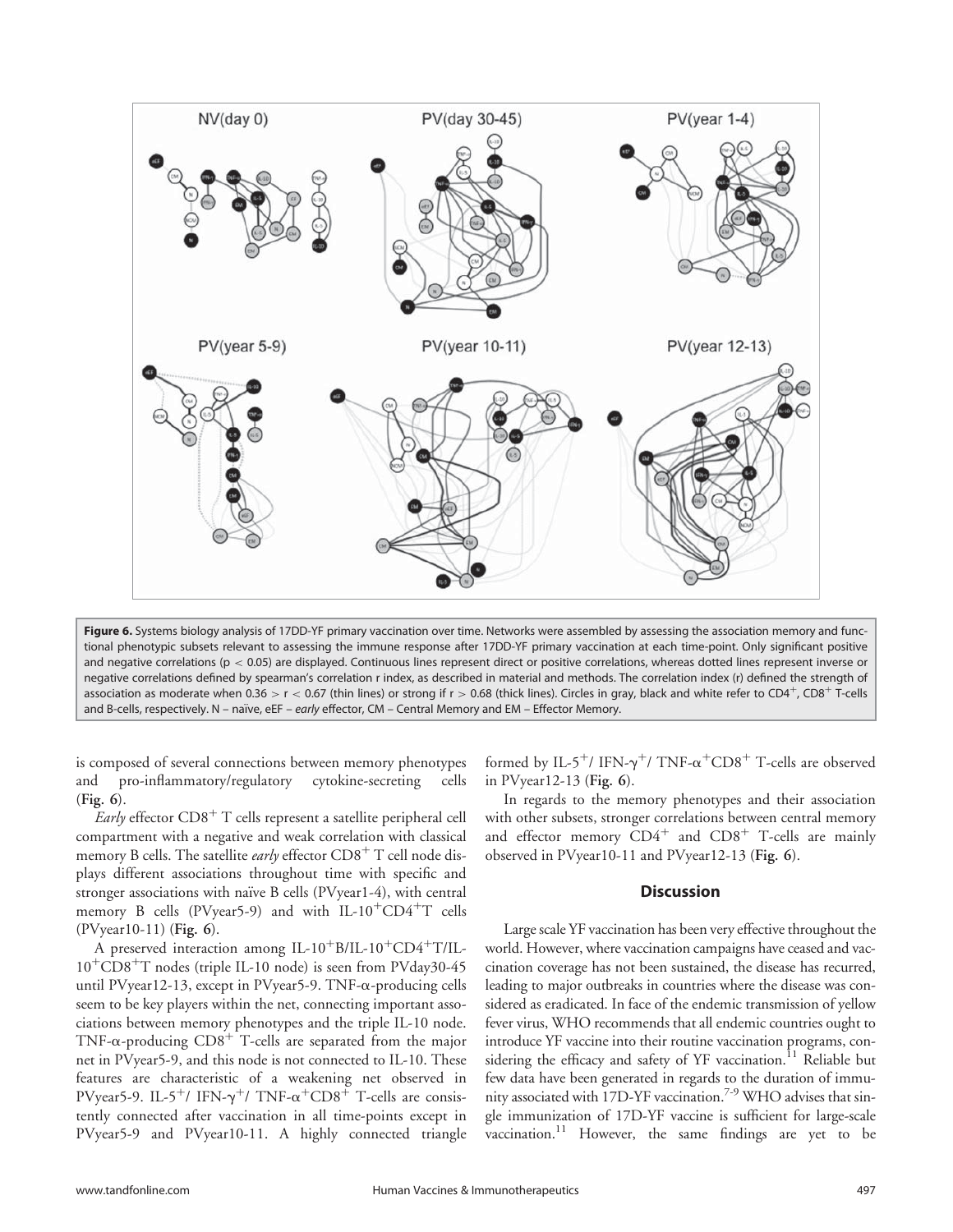**Figure 6.** Systems biology analysis of 17DD-YF primary vaccination over time. Networks were assembled by assessing the association memory and functional phenotypic subsets relevant to assessing the immune response after 17DD-YF primary vaccination at each time-point. Only significant positive and negative correlations ($p < 0.05$) are displayed. Continuous lines represent direct or positive correlations, whereas dotted lines represent inverse or negative correlations defined by spearman's correlation r index, as described in material and methods. The correlation index (r) defined the strength of association as moderate when $0.36 > r < 0.67$ (thin lines) or strong if $r > 0.68$ (thick lines). Circles in gray, black and white refer to $CD4^{+}$, $CD8^{+}$ T-cells and B-cells, respectively. N – naïve, eEF – *early* effector, CM – Central Memory and EM – Effector Memory.

is composed of several connections between memory phenotypes and pro-inflammatory/regulatory cytokine-secreting cells (**Fig. 6**).

*Early* effector $CD8^{+}$ T cells represent a satellite peripheral cell compartment with a negative and weak correlation with classical memory B cells. The satellite *early* effector $CD8^{+}$ T cell node displays different associations throughout time with specific and stronger associations with naïve B cells (PVyear1-4), with central memory B cells (PVyear5-9) and with IL-$10^{+}CD4^{+}$T cells (PVyear10-11) (**Fig. 6**).

A preserved interaction among IL-$10^{+}$B/IL-$10^{+}CD4^{+}$T/IL-$10^{+}CD8^{+}$T nodes (triple IL-10 node) is seen from PVday30-45 until PVyear12-13, except in PVyear5-9. TNF-$\alpha$-producing cells seem to be key players within the net, connecting important associations between memory phenotypes and the triple IL-10 node. TNF-$\alpha$-producing $CD8^{+}$ T-cells are separated from the major net in PVyear5-9, and this node is not connected to IL-10. These features are characteristic of a weakening net observed in PVyear5-9. IL-$5^{+}$/ IFN-$\gamma^{+}$/ TNF-$\alpha^{+}CD8^{+}$ T-cells are consistently connected after vaccination in all time-points except in PVyear5-9 and PVyear10-11. A highly connected triangle formed by IL-$5^{+}$/ IFN-$\gamma^{+}$/ TNF-$\alpha^{+}CD8^{+}$ T-cells are observed in PVyear12-13 (**Fig. 6**).

In regards to the memory phenotypes and their association with other subsets, stronger correlations between central memory and effector memory $CD4^{+}$ and $CD8^{+}$ T-cells are mainly observed in PVyear10-11 and PVyear12-13 (**Fig. 6**).

## Discussion

Large scale YF vaccination has been very effective throughout the world. However, where vaccination campaigns have ceased and vaccination coverage has not been sustained, the disease has recurred, leading to major outbreaks in countries where the disease was considered as eradicated. In face of the endemic transmission of yellow fever virus, WHO recommends that all endemic countries ought to introduce YF vaccine into their routine vaccination programs, considering the efficacy and safety of YF vaccination.[11] Reliable but few data have been generated in regards to the duration of immunity associated with 17D-YF vaccination.[7-9] WHO advises that single immunization of 17D-YF vaccine is sufficient for large-scale vaccination.[11] However, the same findings are yet to be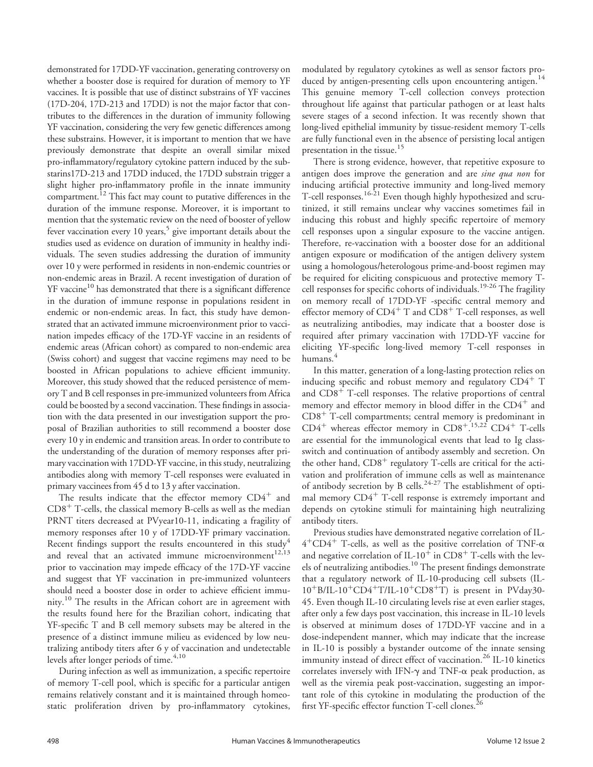demonstrated for 17DD-YF vaccination, generating controversy on whether a booster dose is required for duration of memory to YF vaccines. It is possible that use of distinct substrains of YF vaccines (17D-204, 17D-213 and 17DD) is not the major factor that contributes to the differences in the duration of immunity following YF vaccination, considering the very few genetic differences among these substrains. However, it is important to mention that we have previously demonstrate that despite an overall similar mixed pro-inflammatory/regulatory cytokine pattern induced by the substarins17D-213 and 17DD induced, the 17DD substrain trigger a slight higher pro-inflammatory profile in the innate immunity compartment.[12] This fact may count to putative differences in the duration of the immune response. Moreover, it is important to mention that the systematic review on the need of booster of yellow fever vaccination every 10 years,[5] give important details about the studies used as evidence on duration of immunity in healthy individuals. The seven studies addressing the duration of immunity over 10 y were performed in residents in non-endemic countries or non-endemic areas in Brazil. A recent investigation of duration of YF vaccine[10] has demonstrated that there is a significant difference in the duration of immune response in populations resident in endemic or non-endemic areas. In fact, this study have demonstrated that an activated immune microenvironment prior to vaccination impedes efficacy of the 17D-YF vaccine in an residents of endemic areas (African cohort) as compared to non-endemic area (Swiss cohort) and suggest that vaccine regimens may need to be boosted in African populations to achieve efficient immunity. Moreover, this study showed that the reduced persistence of memory T and B cell responses in pre-immunized volunteers from Africa could be boosted by a second vaccination. These findings in association with the data presented in our investigation support the proposal of Brazilian authorities to still recommend a booster dose every 10 y in endemic and transition areas. In order to contribute to the understanding of the duration of memory responses after primary vaccination with 17DD-YF vaccine, in this study, neutralizing antibodies along with memory T-cell responses were evaluated in primary vaccinees from 45 d to 13 y after vaccination.

The results indicate that the effector memory $CD4^+$ and $CD8^+$ T-cells, the classical memory B-cells as well as the median PRNT titers decreased at PVyear10-11, indicating a fragility of memory responses after 10 y of 17DD-YF primary vaccination. Recent findings support the results encountered in this study[4] and reveal that an activated immune microenvironment[12,13] prior to vaccination may impede efficacy of the 17D-YF vaccine and suggest that YF vaccination in pre-immunized volunteers should need a booster dose in order to achieve efficient immunity.[10] The results in the African cohort are in agreement with the results found here for the Brazilian cohort, indicating that YF-specific T and B cell memory subsets may be altered in the presence of a distinct immune milieu as evidenced by low neutralizing antibody titers after 6 y of vaccination and undetectable levels after longer periods of time.[4,10]

During infection as well as immunization, a specific repertoire of memory T-cell pool, which is specific for a particular antigen remains relatively constant and it is maintained through homeostatic proliferation driven by pro-inflammatory cytokines, modulated by regulatory cytokines as well as sensor factors produced by antigen-presenting cells upon encountering antigen.[14] This genuine memory T-cell collection conveys protection throughout life against that particular pathogen or at least halts severe stages of a second infection. It was recently shown that long-lived epithelial immunity by tissue-resident memory T-cells are fully functional even in the absence of persisting local antigen presentation in the tissue.[15]

There is strong evidence, however, that repetitive exposure to antigen does improve the generation and are *sine qua non* for inducing artificial protective immunity and long-lived memory T-cell responses.[16-21] Even though highly hypothesized and scrutinized, it still remains unclear why vaccines sometimes fail in inducing this robust and highly specific repertoire of memory cell responses upon a singular exposure to the vaccine antigen. Therefore, re-vaccination with a booster dose for an additional antigen exposure or modification of the antigen delivery system using a homologous/heterologous prime-and-boost regimen may be required for eliciting conspicuous and protective memory T-cell responses for specific cohorts of individuals.[19-26] The fragility on memory recall of 17DD-YF -specific central memory and effector memory of $CD4^+$ T and $CD8^+$ T-cell responses, as well as neutralizing antibodies, may indicate that a booster dose is required after primary vaccination with 17DD-YF vaccine for eliciting YF-specific long-lived memory T-cell responses in humans.[4]

In this matter, generation of a long-lasting protection relies on inducing specific and robust memory and regulatory $CD4^+$ T and $CD8^+$ T-cell responses. The relative proportions of central memory and effector memory in blood differ in the $CD4^+$ and $CD8^+$ T-cell compartments; central memory is predominant in $CD4^+$ whereas effector memory in $CD8^+$.[15,22] $CD4^+$ T-cells are essential for the immunological events that lead to Ig class-switch and continuation of antibody assembly and secretion. On the other hand, $CD8^+$ regulatory T-cells are critical for the activation and proliferation of immune cells as well as maintenance of antibody secretion by B cells.[24-27] The establishment of optimal memory $CD4^+$ T-cell response is extremely important and depends on cytokine stimuli for maintaining high neutralizing antibody titers.

Previous studies have demonstrated negative correlation of IL-$4^+CD4^+$ T-cells, as well as the positive correlation of TNF-$\alpha$ and negative correlation of IL-$10^+$ in $CD8^+$ T-cells with the levels of neutralizing antibodies.[10] The present findings demonstrate that a regulatory network of IL-10-producing cell subsets (IL-$10^+$B/IL-$10^+CD4^+$T/IL-$10^+CD8^+$T) is present in PVday30-45. Even though IL-10 circulating levels rise at even earlier stages, after only a few days post vaccination, this increase in IL-10 levels is observed at minimum doses of 17DD-YF vaccine and in a dose-independent manner, which may indicate that the increase in IL-10 is possibly a bystander outcome of the innate sensing immunity instead of direct effect of vaccination.[26] IL-10 kinetics correlates inversely with IFN-$\gamma$ and TNF-$\alpha$ peak production, as well as the viremia peak post-vaccination, suggesting an important role of this cytokine in modulating the production of the first YF-specific effector function T-cell clones.[26]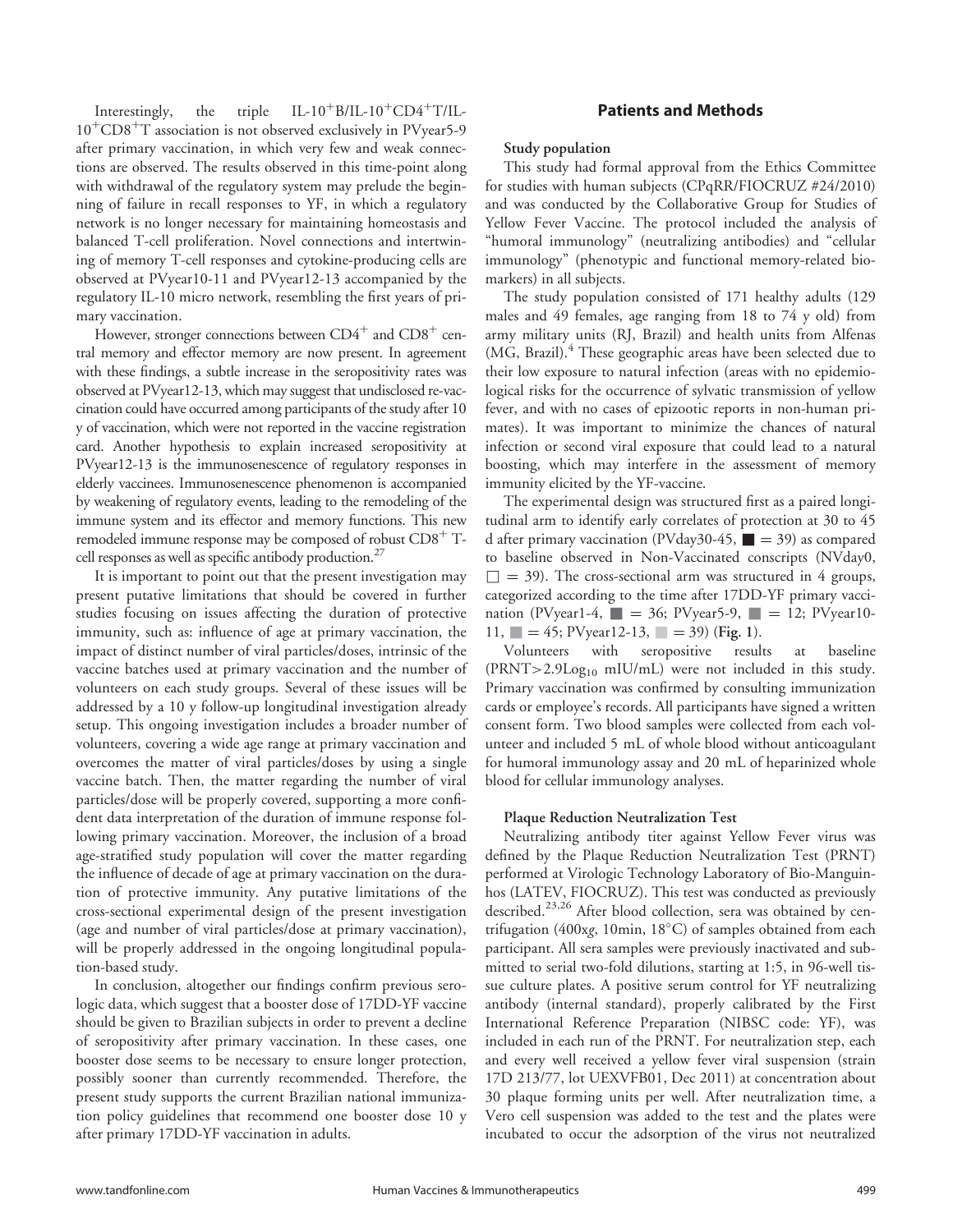Interestingly, the triple IL-$10^+$B/IL-$10^+$CD$4^+$T/IL-$10^+$CD$8^+$T association is not observed exclusively in PVyear5-9 after primary vaccination, in which very few and weak connections are observed. The results observed in this time-point along with withdrawal of the regulatory system may prelude the beginning of failure in recall responses to YF, in which a regulatory network is no longer necessary for maintaining homeostasis and balanced T-cell proliferation. Novel connections and intertwining of memory T-cell responses and cytokine-producing cells are observed at PVyear10-11 and PVyear12-13 accompanied by the regulatory IL-10 micro network, resembling the first years of primary vaccination.

However, stronger connections between CD$4^+$ and CD$8^+$ central memory and effector memory are now present. In agreement with these findings, a subtle increase in the seropositivity rates was observed at PVyear12-13, which may suggest that undisclosed re-vaccination could have occurred among participants of the study after 10 y of vaccination, which were not reported in the vaccine registration card. Another hypothesis to explain increased seropositivity at PVyear12-13 is the immunosenescence of regulatory responses in elderly vaccinees. Immunosenescence phenomenon is accompanied by weakening of regulatory events, leading to the remodeling of the immune system and its effector and memory functions. This new remodeled immune response may be composed of robust CD$8^+$ T-cell responses as well as specific antibody production.[27]

It is important to point out that the present investigation may present putative limitations that should be covered in further studies focusing on issues affecting the duration of protective immunity, such as: influence of age at primary vaccination, the impact of distinct number of viral particles/doses, intrinsic of the vaccine batches used at primary vaccination and the number of volunteers on each study groups. Several of these issues will be addressed by a 10 y follow-up longitudinal investigation already setup. This ongoing investigation includes a broader number of volunteers, covering a wide age range at primary vaccination and overcomes the matter of viral particles/doses by using a single vaccine batch. Then, the matter regarding the number of viral particles/dose will be properly covered, supporting a more confident data interpretation of the duration of immune response following primary vaccination. Moreover, the inclusion of a broad age-stratified study population will cover the matter regarding the influence of decade of age at primary vaccination on the duration of protective immunity. Any putative limitations of the cross-sectional experimental design of the present investigation (age and number of viral particles/dose at primary vaccination), will be properly addressed in the ongoing longitudinal population-based study.

In conclusion, altogether our findings confirm previous serologic data, which suggest that a booster dose of 17DD-YF vaccine should be given to Brazilian subjects in order to prevent a decline of seropositivity after primary vaccination. In these cases, one booster dose seems to be necessary to ensure longer protection, possibly sooner than currently recommended. Therefore, the present study supports the current Brazilian national immunization policy guidelines that recommend one booster dose 10 y after primary 17DD-YF vaccination in adults.

## Patients and Methods

### Study population

This study had formal approval from the Ethics Committee for studies with human subjects (CPqRR/FIOCRUZ #24/2010) and was conducted by the Collaborative Group for Studies of Yellow Fever Vaccine. The protocol included the analysis of "humoral immunology" (neutralizing antibodies) and "cellular immunology" (phenotypic and functional memory-related biomarkers) in all subjects.

The study population consisted of 171 healthy adults (129 males and 49 females, age ranging from 18 to 74 y old) from army military units (RJ, Brazil) and health units from Alfenas (MG, Brazil).[4] These geographic areas have been selected due to their low exposure to natural infection (areas with no epidemiological risks for the occurrence of sylvatic transmission of yellow fever, and with no cases of epizootic reports in non-human primates). It was important to minimize the chances of natural infection or second viral exposure that could lead to a natural boosting, which may interfere in the assessment of memory immunity elicited by the YF-vaccine.

The experimental design was structured first as a paired longitudinal arm to identify early correlates of protection at 30 to 45 d after primary vaccination (PVday30-45, ■ = 39) as compared to baseline observed in Non-Vaccinated conscripts (NVday0, □ = 39). The cross-sectional arm was structured in 4 groups, categorized according to the time after 17DD-YF primary vaccination (PVyear1-4, ■ = 36; PVyear5-9, ■ = 12; PVyear10-11, ■ = 45; PVyear12-13, ■ = 39) (**Fig. 1**).

Volunteers with seropositive results at baseline (PRNT>2.9$\text{Log}_{10}$ mIU/mL) were not included in this study. Primary vaccination was confirmed by consulting immunization cards or employee's records. All participants have signed a written consent form. Two blood samples were collected from each volunteer and included 5 mL of whole blood without anticoagulant for humoral immunology assay and 20 mL of heparinized whole blood for cellular immunology analyses.

### Plaque Reduction Neutralization Test

Neutralizing antibody titer against Yellow Fever virus was defined by the Plaque Reduction Neutralization Test (PRNT) performed at Virologic Technology Laboratory of Bio-Manguinhos (LATEV, FIOCRUZ). This test was conducted as previously described.[23,26] After blood collection, sera was obtained by centrifugation (400x*g*, 10min, 18°C) of samples obtained from each participant. All sera samples were previously inactivated and submitted to serial two-fold dilutions, starting at 1:5, in 96-well tissue culture plates. A positive serum control for YF neutralizing antibody (internal standard), properly calibrated by the First International Reference Preparation (NIBSC code: YF), was included in each run of the PRNT. For neutralization step, each and every well received a yellow fever viral suspension (strain 17D 213/77, lot UEXVFB01, Dec 2011) at concentration about 30 plaque forming units per well. After neutralization time, a Vero cell suspension was added to the test and the plates were incubated to occur the adsorption of the virus not neutralized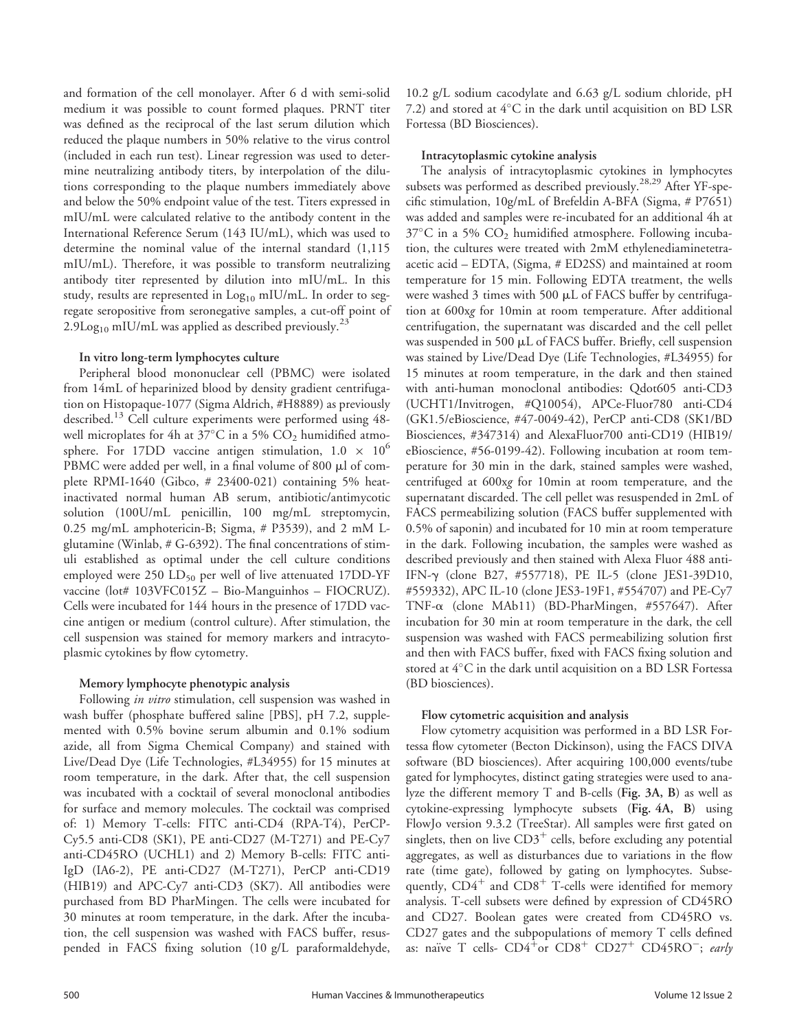and formation of the cell monolayer. After 6 d with semi-solid medium it was possible to count formed plaques. PRNT titer was defined as the reciprocal of the last serum dilution which reduced the plaque numbers in 50% relative to the virus control (included in each run test). Linear regression was used to determine neutralizing antibody titers, by interpolation of the dilutions corresponding to the plaque numbers immediately above and below the 50% endpoint value of the test. Titers expressed in mIU/mL were calculated relative to the antibody content in the International Reference Serum (143 IU/mL), which was used to determine the nominal value of the internal standard (1,115 mIU/mL). Therefore, it was possible to transform neutralizing antibody titer represented by dilution into mIU/mL. In this study, results are represented in $Log_{10}$ mIU/mL. In order to segregate seropositive from seronegative samples, a cut-off point of 2.9$Log_{10}$ mIU/mL was applied as described previously.[23]

#### In vitro long-term lymphocytes culture

Peripheral blood mononuclear cell (PBMC) were isolated from 14mL of heparinized blood by density gradient centrifugation on Histopaque-1077 (Sigma Aldrich, #H8889) as previously described.[13] Cell culture experiments were performed using 48-well microplates for 4h at 37°C in a 5% $CO_2$ humidified atmosphere. For 17DD vaccine antigen stimulation, $1.0 \times 10^6$ PBMC were added per well, in a final volume of 800 μl of complete RPMI-1640 (Gibco, # 23400-021) containing 5% heat-inactivated normal human AB serum, antibiotic/antimycotic solution (100U/mL penicillin, 100 mg/mL streptomycin, 0.25 mg/mL amphotericin-B; Sigma, # P3539), and 2 mM L-glutamine (Winlab, # G-6392). The final concentrations of stimuli established as optimal under the cell culture conditions employed were 250 $LD_{50}$ per well of live attenuated 17DD-YF vaccine (lot# 103VFC015Z – Bio-Manguinhos – FIOCRUZ). Cells were incubated for 144 hours in the presence of 17DD vaccine antigen or medium (control culture). After stimulation, the cell suspension was stained for memory markers and intracytoplasmic cytokines by flow cytometry.

#### Memory lymphocyte phenotypic analysis

Following *in vitro* stimulation, cell suspension was washed in wash buffer (phosphate buffered saline [PBS], pH 7.2, supplemented with 0.5% bovine serum albumin and 0.1% sodium azide, all from Sigma Chemical Company) and stained with Live/Dead Dye (Life Technologies, #L34955) for 15 minutes at room temperature, in the dark. After that, the cell suspension was incubated with a cocktail of several monoclonal antibodies for surface and memory molecules. The cocktail was comprised of: 1) Memory T-cells: FITC anti-CD4 (RPA-T4), PerCP-Cy5.5 anti-CD8 (SK1), PE anti-CD27 (M-T271) and PE-Cy7 anti-CD45RO (UCHL1) and 2) Memory B-cells: FITC anti-IgD (IA6-2), PE anti-CD27 (M-T271), PerCP anti-CD19 (HIB19) and APC-Cy7 anti-CD3 (SK7). All antibodies were purchased from BD PharMingen. The cells were incubated for 30 minutes at room temperature, in the dark. After the incubation, the cell suspension was washed with FACS buffer, resuspended in FACS fixing solution (10 g/L paraformaldehyde, 10.2 g/L sodium cacodylate and 6.63 g/L sodium chloride, pH 7.2) and stored at 4°C in the dark until acquisition on BD LSR Fortessa (BD Biosciences).

#### Intracytoplasmic cytokine analysis

The analysis of intracytoplasmic cytokines in lymphocytes subsets was performed as described previously.[28,29] After YF-specific stimulation, 10g/mL of Brefeldin A-BFA (Sigma, # P7651) was added and samples were re-incubated for an additional 4h at 37°C in a 5% $CO_2$ humidified atmosphere. Following incubation, the cultures were treated with 2mM ethylenediaminetetraacetic acid – EDTA, (Sigma, # ED2SS) and maintained at room temperature for 15 min. Following EDTA treatment, the wells were washed 3 times with 500 μL of FACS buffer by centrifugation at 600x*g* for 10min at room temperature. After additional centrifugation, the supernatant was discarded and the cell pellet was suspended in 500 μL of FACS buffer. Briefly, cell suspension was stained by Live/Dead Dye (Life Technologies, #L34955) for 15 minutes at room temperature, in the dark and then stained with anti-human monoclonal antibodies: Qdot605 anti-CD3 (UCHT1/Invitrogen, #Q10054), APCe-Fluor780 anti-CD4 (GK1.5/eBioscience, #47-0049-42), PerCP anti-CD8 (SK1/BD Biosciences, #347314) and AlexaFluor700 anti-CD19 (HIB19/eBioscience, #56-0199-42). Following incubation at room temperature for 30 min in the dark, stained samples were washed, centrifuged at 600x*g* for 10min at room temperature, and the supernatant discarded. The cell pellet was resuspended in 2mL of FACS permeabilizing solution (FACS buffer supplemented with 0.5% of saponin) and incubated for 10 min at room temperature in the dark. Following incubation, the samples were washed as described previously and then stained with Alexa Fluor 488 anti-IFN-γ (clone B27, #557718), PE IL-5 (clone JES1-39D10, #559332), APC IL-10 (clone JES3-19F1, #554707) and PE-Cy7 TNF-α (clone MAb11) (BD-PharMingen, #557647). After incubation for 30 min at room temperature in the dark, the cell suspension was washed with FACS permeabilizing solution first and then with FACS buffer, fixed with FACS fixing solution and stored at 4°C in the dark until acquisition on a BD LSR Fortessa (BD biosciences).

#### Flow cytometric acquisition and analysis

Flow cytometry acquisition was performed in a BD LSR Fortessa flow cytometer (Becton Dickinson), using the FACS DIVA software (BD biosciences). After acquiring 100,000 events/tube gated for lymphocytes, distinct gating strategies were used to analyze the different memory T and B-cells (**Fig. 3A, B**) as well as cytokine-expressing lymphocyte subsets (**Fig. 4A, B**) using FlowJo version 9.3.2 (TreeStar). All samples were first gated on singlets, then on live $CD3^+$ cells, before excluding any potential aggregates, as well as disturbances due to variations in the flow rate (time gate), followed by gating on lymphocytes. Subsequently, $CD4^+$ and $CD8^+$ T-cells were identified for memory analysis. T-cell subsets were defined by expression of CD45RO and CD27. Boolean gates were created from CD45RO vs. CD27 gates and the subpopulations of memory T cells defined as: naïve T cells- $CD4^+$or $CD8^+$ $CD27^+$ $CD45RO^-$; *early*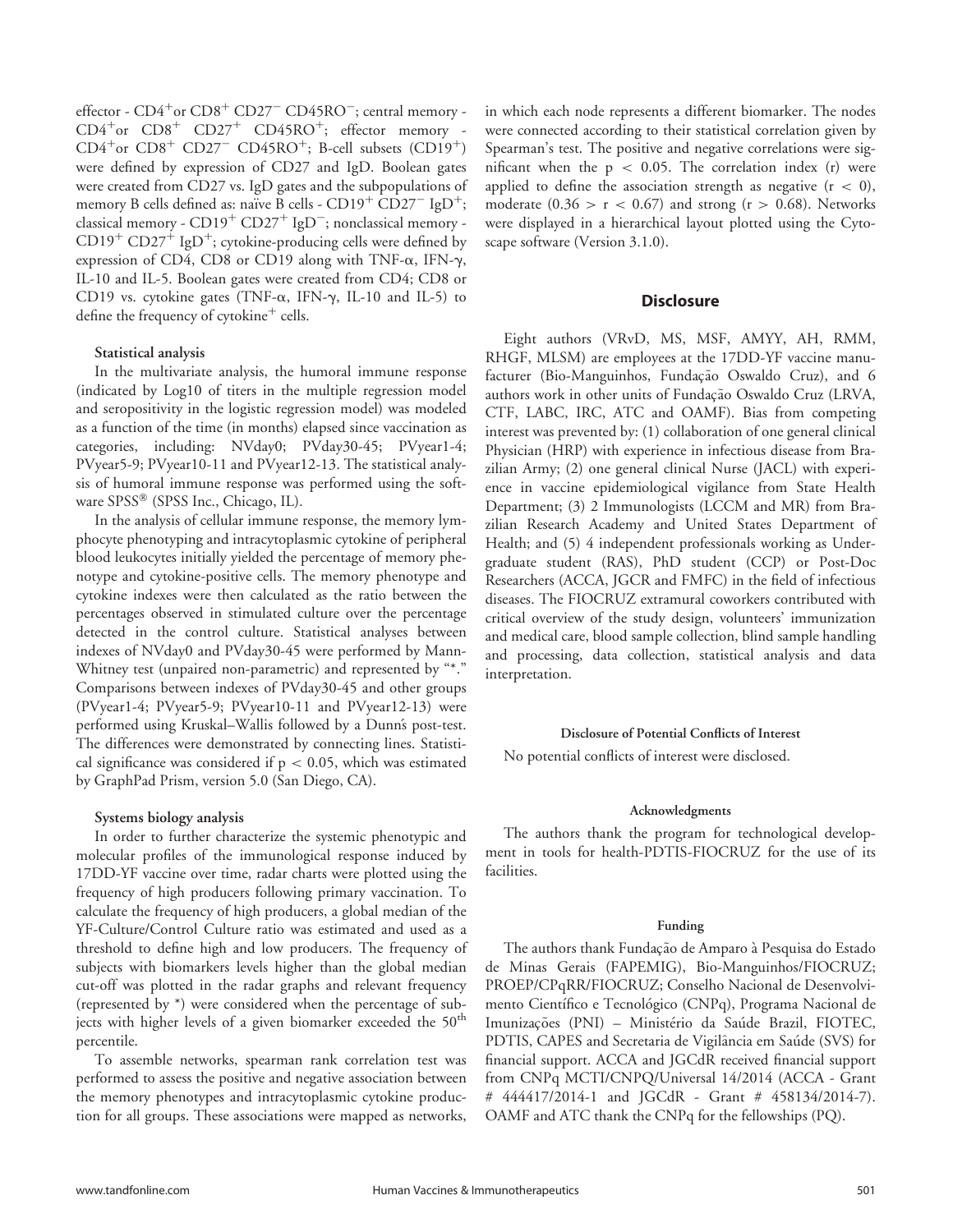effector - $CD4^+$or $CD8^+$ $CD27^-$ $CD45RO^-$; central memory - $CD4^+$or $CD8^+$ $CD27^+$ $CD45RO^+$; effector memory - $CD4^+$or $CD8^+$ $CD27^-$ $CD45RO^+$; B-cell subsets ($CD19^+$) were defined by expression of CD27 and IgD. Boolean gates were created from CD27 vs. IgD gates and the subpopulations of memory B cells defined as: naïve B cells - $CD19^+$ $CD27^-$ $IgD^+$; classical memory - $CD19^+$ $CD27^+$ $IgD^-$; nonclassical memory - $CD19^+$ $CD27^+$ $IgD^+$; cytokine-producing cells were defined by expression of CD4, CD8 or CD19 along with TNF-α, IFN-γ, IL-10 and IL-5. Boolean gates were created from CD4; CD8 or CD19 vs. cytokine gates (TNF-α, IFN-γ, IL-10 and IL-5) to define the frequency of $cytokine^+$ cells.

### Statistical analysis

In the multivariate analysis, the humoral immune response (indicated by Log10 of titers in the multiple regression model and seropositivity in the logistic regression model) was modeled as a function of the time (in months) elapsed since vaccination as categories, including: NVday0; PVday30-45; PVyear1-4; PVyear5-9; PVyear10-11 and PVyear12-13. The statistical analysis of humoral immune response was performed using the software SPSS® (SPSS Inc., Chicago, IL).

In the analysis of cellular immune response, the memory lymphocyte phenotyping and intracytoplasmic cytokine of peripheral blood leukocytes initially yielded the percentage of memory phenotype and cytokine-positive cells. The memory phenotype and cytokine indexes were then calculated as the ratio between the percentages observed in stimulated culture over the percentage detected in the control culture. Statistical analyses between indexes of NVday0 and PVday30-45 were performed by Mann-Whitney test (unpaired non-parametric) and represented by "*." Comparisons between indexes of PVday30-45 and other groups (PVyear1-4; PVyear5-9; PVyear10-11 and PVyear12-13) were performed using Kruskal–Wallis followed by a Dunn's post-test. The differences were demonstrated by connecting lines. Statistical significance was considered if $p < 0.05$, which was estimated by GraphPad Prism, version 5.0 (San Diego, CA).

### Systems biology analysis

In order to further characterize the systemic phenotypic and molecular profiles of the immunological response induced by 17DD-YF vaccine over time, radar charts were plotted using the frequency of high producers following primary vaccination. To calculate the frequency of high producers, a global median of the YF-Culture/Control Culture ratio was estimated and used as a threshold to define high and low producers. The frequency of subjects with biomarkers levels higher than the global median cut-off was plotted in the radar graphs and relevant frequency (represented by *) were considered when the percentage of subjects with higher levels of a given biomarker exceeded the $50^{th}$ percentile.

To assemble networks, spearman rank correlation test was performed to assess the positive and negative association between the memory phenotypes and intracytoplasmic cytokine production for all groups. These associations were mapped as networks, in which each node represents a different biomarker. The nodes were connected according to their statistical correlation given by Spearman's test. The positive and negative correlations were significant when the $p < 0.05$. The correlation index (r) were applied to define the association strength as negative ($r < 0$), moderate ($0.36 > r < 0.67$) and strong ($r > 0.68$). Networks were displayed in a hierarchical layout plotted using the Cytoscape software (Version 3.1.0).

## Disclosure

Eight authors (VRvD, MS, MSF, AMYY, AH, RMM, RHGF, MLSM) are employees at the 17DD-YF vaccine manufacturer (Bio-Manguinhos, Fundação Oswaldo Cruz), and 6 authors work in other units of Fundação Oswaldo Cruz (LRVA, CTF, LABC, IRC, ATC and OAMF). Bias from competing interest was prevented by: (1) collaboration of one general clinical Physician (HRP) with experience in infectious disease from Brazilian Army; (2) one general clinical Nurse (JACL) with experience in vaccine epidemiological vigilance from State Health Department; (3) 2 Immunologists (LCCM and MR) from Brazilian Research Academy and United States Department of Health; and (5) 4 independent professionals working as Undergraduate student (RAS), PhD student (CCP) or Post-Doc Researchers (ACCA, JGCR and FMFC) in the field of infectious diseases. The FIOCRUZ extramural coworkers contributed with critical overview of the study design, volunteers' immunization and medical care, blood sample collection, blind sample handling and processing, data collection, statistical analysis and data interpretation.

### Disclosure of Potential Conflicts of Interest

No potential conflicts of interest were disclosed.

### Acknowledgments

The authors thank the program for technological development in tools for health-PDTIS-FIOCRUZ for the use of its facilities.

### Funding

The authors thank Fundação de Amparo à Pesquisa do Estado de Minas Gerais (FAPEMIG), Bio-Manguinhos/FIOCRUZ; PROEP/CPqRR/FIOCRUZ; Conselho Nacional de Desenvolvimento Científico e Tecnológico (CNPq), Programa Nacional de Imunizações (PNI) – Ministério da Saúde Brazil, FIOTEC, PDTIS, CAPES and Secretaria de Vigilância em Saúde (SVS) for financial support. ACCA and JGCdR received financial support from CNPq MCTI/CNPQ/Universal 14/2014 (ACCA - Grant # 444417/2014-1 and JGCdR - Grant # 458134/2014-7). OAMF and ATC thank the CNPq for the fellowships (PQ).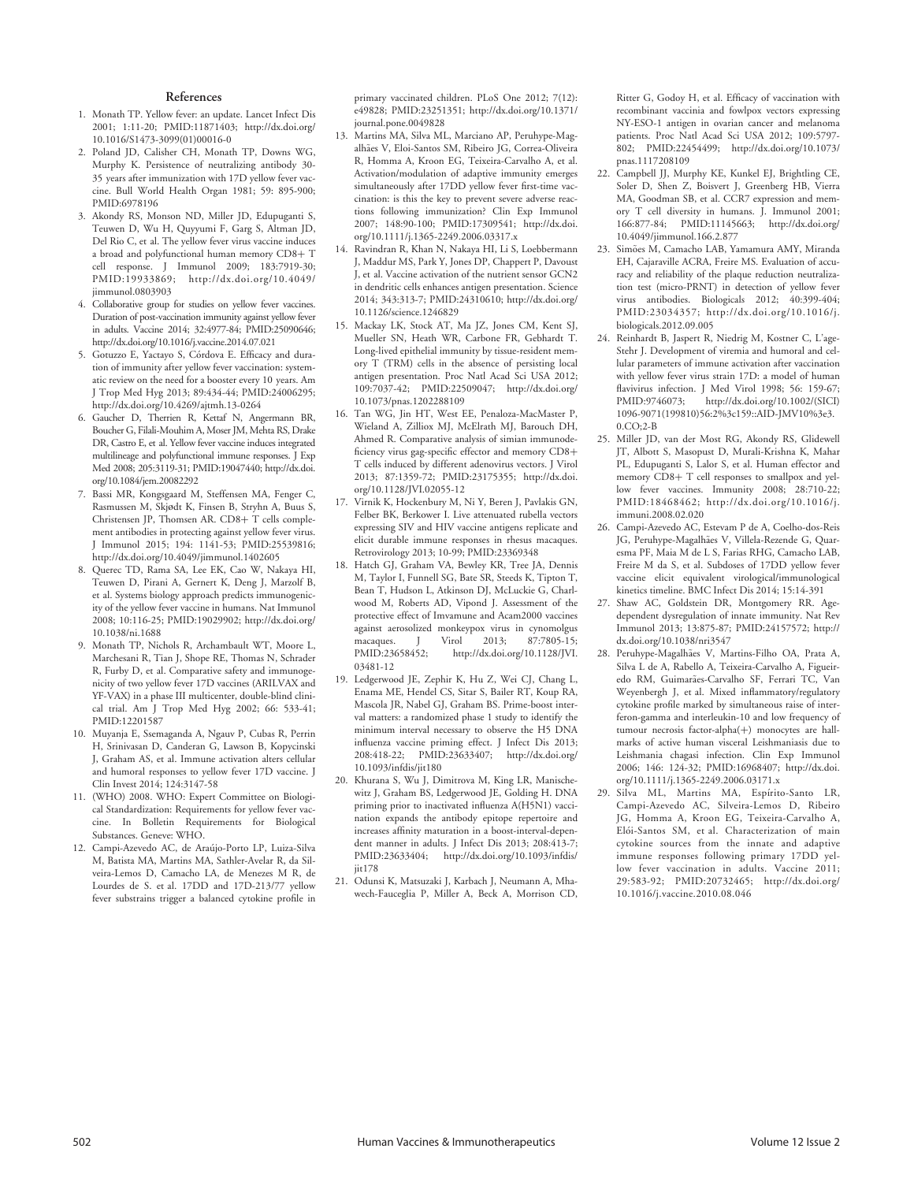### References

1. Monath TP. Yellow fever: an update. Lancet Infect Dis 2001; 1:11-20; PMID:11871403; http://dx.doi.org/10.1016/S1473-3099(01)00016-0
2. Poland JD, Calisher CH, Monath TP, Downs WG, Murphy K. Persistence of neutralizing antibody 30-35 years after immunization with 17D yellow fever vaccine. Bull World Health Organ 1981; 59: 895-900; PMID:6978196
3. Akondy RS, Monson ND, Miller JD, Edupuganti S, Teuwen D, Wu H, Quyyumi F, Garg S, Altman JD, Del Rio C, et al. The yellow fever virus vaccine induces a broad and polyfunctional human memory CD8+ T cell response. J Immunol 2009; 183:7919-30; PMID:19933869; http://dx.doi.org/10.4049/jimmunol.0803903
4. Collaborative group for studies on yellow fever vaccines. Duration of post-vaccination immunity against yellow fever in adults. Vaccine 2014; 32:4977-84; PMID:25090646; http://dx.doi.org/10.1016/j.vaccine.2014.07.021
5. Gotuzzo E, Yactayo S, Córdova E. Efficacy and duration of immunity after yellow fever vaccination: systematic review on the need for a booster every 10 years. Am J Trop Med Hyg 2013; 89:434-44; PMID:24006295; http://dx.doi.org/10.4269/ajtmh.13-0264
6. Gaucher D, Therrien R, Kettaf N, Angermann BR, Boucher G, Filali-Mouhim A, Moser JM, Mehta RS, Drake DR, Castro E, et al. Yellow fever vaccine induces integrated multilineage and polyfunctional immune responses. J Exp Med 2008; 205:3119-31; PMID:19047440; http://dx.doi.org/10.1084/jem.20082292
7. Bassi MR, Kongsgaard M, Steffensen MA, Fenger C, Rasmussen M, Skjødt K, Finsen B, Stryhn A, Buus S, Christensen JP, Thomsen AR. CD8+ T cells complement antibodies in protecting against yellow fever virus. J Immunol 2015; 194: 1141-53; PMID:25539816; http://dx.doi.org/10.4049/jimmunol.1402605
8. Querec TD, Rama SA, Lee EK, Cao W, Nakaya HI, Teuwen D, Pirani A, Gernert K, Deng J, Marzolf B, et al. Systems biology approach predicts immunogenicity of the yellow fever vaccine in humans. Nat Immunol 2008; 10:116-25; PMID:19029902; http://dx.doi.org/10.1038/ni.1688
9. Monath TP, Nichols R, Archambault WT, Moore L, Marchesani R, Tian J, Shope RE, Thomas N, Schrader R, Furby D, et al. Comparative safety and immunogenicity of two yellow fever 17D vaccines (ARILVAX and YF-VAX) in a phase III multicenter, double-blind clinical trial. Am J Trop Med Hyg 2002; 66: 533-41; PMID:12201587
10. Muyanja E, Ssemaganda A, Ngauv P, Cubas R, Perrin H, Srinivasan D, Canderan G, Lawson B, Kopycinski J, Graham AS, et al. Immune activation alters cellular and humoral responses to yellow fever 17D vaccine. J Clin Invest 2014; 124:3147-58
11. (WHO) 2008. WHO: Expert Committee on Biological Standardization: Requirements for yellow fever vaccine. In Bolletin Requirements for Biological Substances. Geneve: WHO.
12. Campi-Azevedo AC, de Araújo-Porto LP, Luiza-Silva M, Batista MA, Martins MA, Sathler-Avelar R, da Silveira-Lemos D, Camacho LA, de Menezes M R, de Lourdes de S. et al. 17DD and 17D-213/77 yellow fever substrains trigger a balanced cytokine profile in primary vaccinated children. PLoS One 2012; 7(12): e49828; PMID:23251351; http://dx.doi.org/10.1371/journal.pone.0049828
13. Martins MA, Silva ML, Marciano AP, Peruhype-Magalhães V, Eloi-Santos SM, Ribeiro JG, Correa-Oliveira R, Homma A, Kroon EG, Teixeira-Carvalho A, et al. Activation/modulation of adaptive immunity emerges simultaneously after 17DD yellow fever first-time vaccination: is this the key to prevent severe adverse reactions following immunization? Clin Exp Immunol 2007; 148:90-100; PMID:17309541; http://dx.doi.org/10.1111/j.1365-2249.2006.03317.x
14. Ravindran R, Khan N, Nakaya HI, Li S, Loebbermann J, Maddur MS, Park Y, Jones DP, Chappert P, Davoust J, et al. Vaccine activation of the nutrient sensor GCN2 in dendritic cells enhances antigen presentation. Science 2014; 343:313-7; PMID:24310610; http://dx.doi.org/10.1126/science.1246829
15. Mackay LK, Stock AT, Ma JZ, Jones CM, Kent SJ, Mueller SN, Heath WR, Carbone FR, Gebhardt T. Long-lived epithelial immunity by tissue-resident memory T (TRM) cells in the absence of persisting local antigen presentation. Proc Natl Acad Sci USA 2012; 109:7037-42; PMID:22509047; http://dx.doi.org/10.1073/pnas.1202288109
16. Tan WG, Jin HT, West EE, Penaloza-MacMaster P, Wieland A, Zilliox MJ, McElrath MJ, Barouch DH, Ahmed R. Comparative analysis of simian immunodeficiency virus gag-specific effector and memory CD8+ T cells induced by different adenovirus vectors. J Virol 2013; 87:1359-72; PMID:23175355; http://dx.doi.org/10.1128/JVI.02055-12
17. Virnik K, Hockenbury M, Ni Y, Beren J, Pavlakis GN, Felber BK, Berkower I. Live attenuated rubella vectors expressing SIV and HIV vaccine antigens replicate and elicit durable immune responses in rhesus macaques. Retrovirology 2013; 10-99; PMID:23369348
18. Hatch GJ, Graham VA, Bewley KR, Tree JA, Dennis M, Taylor I, Funnell SG, Bate SR, Steeds K, Tipton T, Bean T, Hudson L, Atkinson DJ, McLuckie G, Charlwood M, Roberts AD, Vipond J. Assessment of the protective effect of Imvamune and Acam2000 vaccines against aerosolized monkeypox virus in cynomolgus macaques. J Virol 2013; 87:7805-15; PMID:23658452; http://dx.doi.org/10.1128/JVI.03481-12
19. Ledgerwood JE, Zephir K, Hu Z, Wei CJ, Chang L, Enama ME, Hendel CS, Sitar S, Bailer RT, Koup RA, Mascola JR, Nabel GJ, Graham BS. Prime-boost interval matters: a randomized phase 1 study to identify the minimum interval necessary to observe the H5 DNA influenza vaccine priming effect. J Infect Dis 2013; 208:418-22; PMID:23633407; http://dx.doi.org/10.1093/infdis/jit180
20. Khurana S, Wu J, Dimitrova M, King LR, Manischewitz J, Graham BS, Ledgerwood JE, Golding H. DNA priming prior to inactivated influenza A(H5N1) vaccination expands the antibody epitope repertoire and increases affinity maturation in a boost-interval-dependent manner in adults. J Infect Dis 2013; 208:413-7; PMID:23633404; http://dx.doi.org/10.1093/infdis/jit178
21. Odunsi K, Matsuzaki J, Karbach J, Neumann A, Mhawech-Fauceglia P, Miller A, Beck A, Morrison CD, Ritter G, Godoy H, et al. Efficacy of vaccination with recombinant vaccinia and fowlpox vectors expressing NY-ESO-1 antigen in ovarian cancer and melanoma patients. Proc Natl Acad Sci USA 2012; 109:5797-802; PMID:22454499; http://dx.doi.org/10.1073/pnas.1117208109
22. Campbell JJ, Murphy KE, Kunkel EJ, Brightling CE, Soler D, Shen Z, Boisvert J, Greenberg HB, Vierra MA, Goodman SB, et al. CCR7 expression and memory T cell diversity in humans. J. Immunol 2001; 166:877-84; PMID:11145663; http://dx.doi.org/10.4049/jimmunol.166.2.877
23. Simões M, Camacho LAB, Yamamura AMY, Miranda EH, Cajaraville ACRA, Freire MS. Evaluation of accuracy and reliability of the plaque reduction neutralization test (micro-PRNT) in detection of yellow fever virus antibodies. Biologicals 2012; 40:399-404; PMID:23034357; http://dx.doi.org/10.1016/j.biologicals.2012.09.005
24. Reinhardt B, Jaspert R, Niedrig M, Kostner C, L'age-Stehr J. Development of viremia and humoral and cellular parameters of immune activation after vaccination with yellow fever virus strain 17D: a model of human flavivirus infection. J Med Virol 1998; 56: 159-67; PMID:9746073; http://dx.doi.org/10.1002/(SICI)1096-9071(199810)56:2%3c159::AID-JMV10%3e3.0.CO;2-B
25. Miller JD, van der Most RG, Akondy RS, Glidewell JT, Albott S, Masopust D, Murali-Krishna K, Mahar PL, Edupuganti S, Lalor S, et al. Human effector and memory CD8+ T cell responses to smallpox and yellow fever vaccines. Immunity 2008; 28:710-22; PMID:18468462; http://dx.doi.org/10.1016/j.immuni.2008.02.020
26. Campi-Azevedo AC, Estevam P de A, Coelho-dos-Reis JG, Peruhype-Magalhães V, Villela-Rezende G, Quaresma PF, Maia M de L S, Farias RHG, Camacho LAB, Freire M da S, et al. Subdoses of 17DD yellow fever vaccine elicit equivalent virological/immunological kinetics timeline. BMC Infect Dis 2014; 15:14-391
27. Shaw AC, Goldstein DR, Montgomery RR. Age-dependent dysregulation of innate immunity. Nat Rev Immunol 2013; 13:875-87; PMID:24157572; http://dx.doi.org/10.1038/nri3547
28. Peruhype-Magalhães V, Martins-Filho OA, Prata A, Silva L de A, Rabello A, Teixeira-Carvalho A, Figueiredo RM, Guimarães-Carvalho SF, Ferrari TC, Van Weyenbergh J, et al. Mixed inflammatory/regulatory cytokine profile marked by simultaneous raise of interferon-gamma and interleukin-10 and low frequency of tumour necrosis factor-alpha(+) monocytes are hallmarks of active human visceral Leishmaniasis due to Leishmania chagasi infection. Clin Exp Immunol 2006; 146: 124-32; PMID:16968407; http://dx.doi.org/10.1111/j.1365-2249.2006.03171.x
29. Silva ML, Martins MA, Espírito-Santo LR, Campi-Azevedo AC, Silveira-Lemos D, Ribeiro JG, Homma A, Kroon EG, Teixeira-Carvalho A, Elói-Santos SM, et al. Characterization of main cytokine sources from the innate and adaptive immune responses following primary 17DD yellow fever vaccination in adults. Vaccine 2011; 29:583-92; PMID:20732465; http://dx.doi.org/10.1016/j.vaccine.2010.08.046